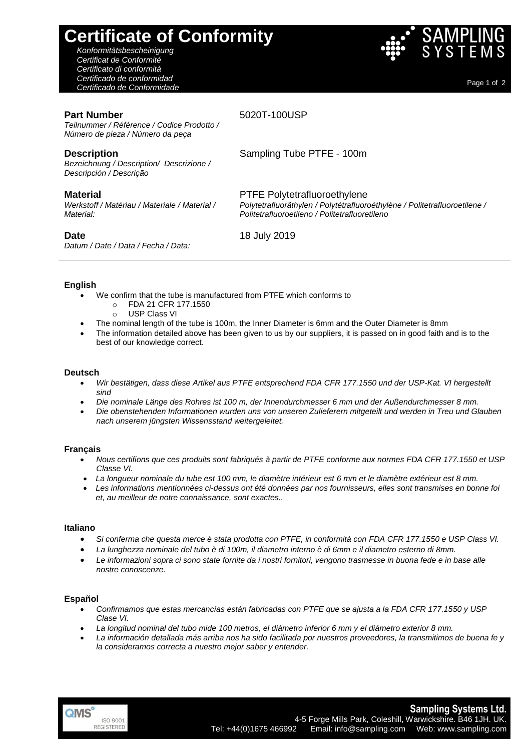# Certificate of Conformity

*Konformitätsbescheinigung*
*Certificat de Conformité*
*Certificato di conformità*
*Certificado de conformidad*
*Certificado de Conformidade*

SAMPLING SYSTEMS

**Part Number**
*Teilnummer / Référence / Codice Prodotto / Número de pieza / Número da peça*

5020T-100USP

**Description**
*Bezeichnung / Description/ Descrizione / Descripción / Descrição*

Sampling Tube PTFE - 100m

**Material**
*Werkstoff / Matériau / Materiale / Material / Material:*

PTFE Polytetrafluoroethylene
*Polytetrafluoräthylen / Polytétrafluoroéthylène / Politetrafluoroetilene / Politetrafluoroetileno / Politetrafluoretileno*

**Date**
*Datum / Date / Data / Fecha / Data:*

18 July 2019

---

### English

- We confirm that the tube is manufactured from PTFE which conforms to
  - FDA 21 CFR 177.1550
  - USP Class VI
- The nominal length of the tube is 100m, the Inner Diameter is 6mm and the Outer Diameter is 8mm
- The information detailed above has been given to us by our suppliers, it is passed on in good faith and is to the best of our knowledge correct.

### Deutsch

- *Wir bestätigen, dass diese Artikel aus PTFE entsprechend FDA CFR 177.1550 und der USP-Kat. VI hergestellt sind*
- *Die nominale Länge des Rohres ist 100 m, der Innendurchmesser 6 mm und der Außendurchmesser 8 mm.*
- *Die obenstehenden Informationen wurden uns von unseren Zulieferern mitgeteilt und werden in Treu und Glauben nach unserem jüngsten Wissensstand weitergeleitet.*

### Français

- *Nous certifions que ces produits sont fabriqués à partir de PTFE conforme aux normes FDA CFR 177.1550 et USP Classe VI.*
- *La longueur nominale du tube est 100 mm, le diamètre intérieur est 6 mm et le diamètre extérieur est 8 mm.*
- *Les informations mentionnées ci-dessus ont été données par nos fournisseurs, elles sont transmises en bonne foi et, au meilleur de notre connaissance, sont exactes..*

### Italiano

- *Si conferma che questa merce è stata prodotta con PTFE, in conformità con FDA CFR 177.1550 e USP Class VI.*
- *La lunghezza nominale del tubo è di 100m, il diametro interno è di 6mm e il diametro esterno di 8mm.*
- *Le informazioni sopra ci sono state fornite da i nostri fornitori, vengono trasmesse in buona fede e in base alle nostre conoscenze.*

### Español

- *Confirmamos que estas mercancías están fabricadas con PTFE que se ajusta a la FDA CFR 177.1550 y USP Clase VI.*
- *La longitud nominal del tubo mide 100 metros, el diámetro inferior 6 mm y el diámetro exterior 8 mm.*
- *La información detallada más arriba nos ha sido facilitada por nuestros proveedores, la transmitimos de buena fe y la consideramos correcta a nuestro mejor saber y entender.*

QMS ISO 9001 REGISTERED

**Sampling Systems Ltd.**
4-5 Forge Mills Park, Coleshill, Warwickshire. B46 1JH. UK.
Tel: +44(0)1675 466992 Email: info@sampling.com Web: www.sampling.com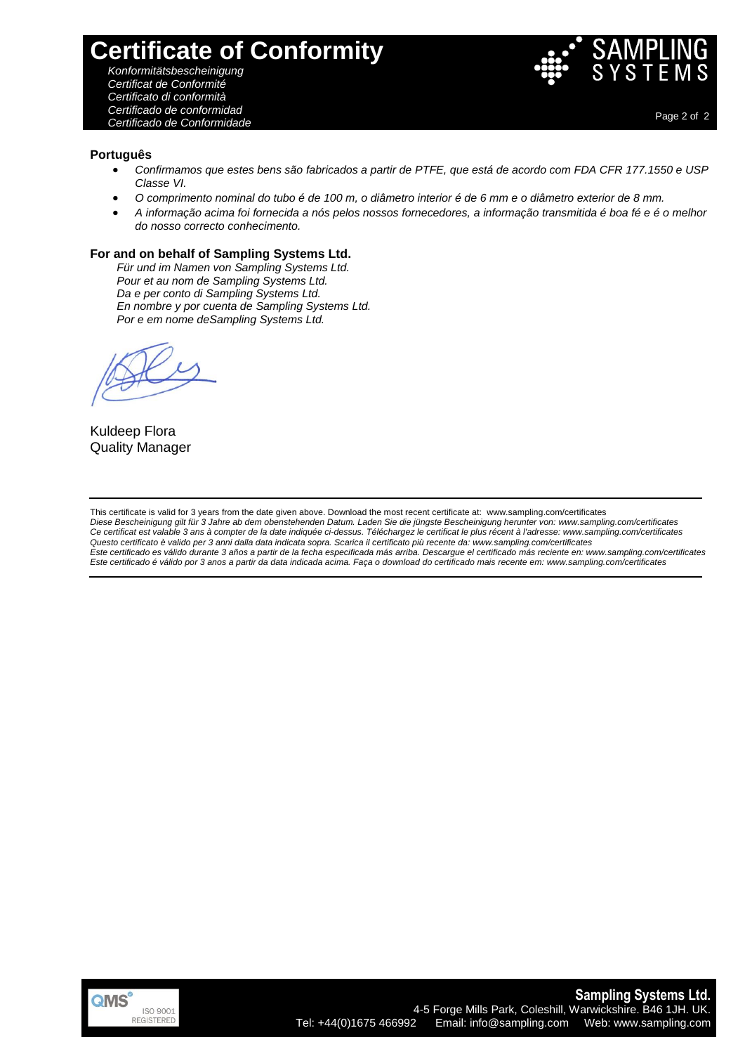# Certificate of Conformity

*Konformitätsbescheinigung*
*Certificat de Conformité*
*Certificato di conformità*
*Certificado de conformidad*
*Certificado de Conformidade*

**Português**

- *Confirmamos que estes bens são fabricados a partir de PTFE, que está de acordo com FDA CFR 177.1550 e USP Classe VI.*
- *O comprimento nominal do tubo é de 100 m, o diâmetro interior é de 6 mm e o diâmetro exterior de 8 mm.*
- *A informação acima foi fornecida a nós pelos nossos fornecedores, a informação transmitida é boa fé e é o melhor do nosso correcto conhecimento.*

**For and on behalf of Sampling Systems Ltd.**

*Für und im Namen von Sampling Systems Ltd.*
*Pour et au nom de Sampling Systems Ltd.*
*Da e per conto di Sampling Systems Ltd.*
*En nombre y por cuenta de Sampling Systems Ltd.*
*Por e em nome deSampling Systems Ltd.*

Kuldeep Flora
Quality Manager

---

This certificate is valid for 3 years from the date given above. Download the most recent certificate at: www.sampling.com/certificates
*Diese Bescheinigung gilt für 3 Jahre ab dem obenstehenden Datum. Laden Sie die jüngste Bescheinigung herunter von: www.sampling.com/certificates*
*Ce certificat est valable 3 ans à compter de la date indiquée ci-dessus. Téléchargez le certificat le plus récent à l'adresse: www.sampling.com/certificates*
*Questo certificato è valido per 3 anni dalla data indicata sopra. Scarica il certificato più recente da: www.sampling.com/certificates*
*Este certificado es válido durante 3 años a partir de la fecha especificada más arriba. Descargue el certificado más reciente en: www.sampling.com/certificates*
*Este certificado é válido por 3 anos a partir da data indicada acima. Faça o download do certificado mais recente em: www.sampling.com/certificates*

---

QMS ISO 9001 REGISTERED

**Sampling Systems Ltd.**
4-5 Forge Mills Park, Coleshill, Warwickshire. B46 1JH. UK.
Tel: +44(0)1675 466992 Email: info@sampling.com Web: www.sampling.com